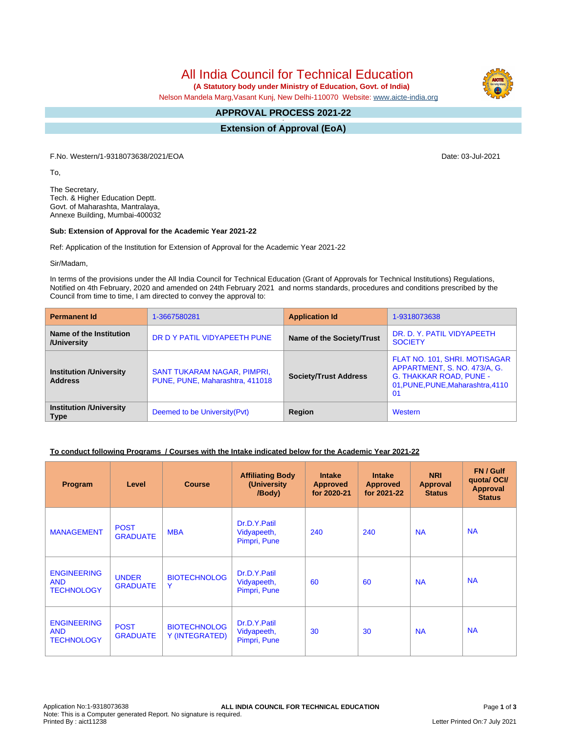# All India Council for Technical Education

**(A Statutory body under Ministry of Education, Govt. of India)**

Nelson Mandela Marg,Vasant Kunj, New Delhi-110070 Website: www.aicte-india.org

## APPROVAL PROCESS 2021-22

## Extension of Approval (EoA)

F.No. Western/1-9318073638/2021/EOA

Date: 03-Jul-2021

To,

The Secretary,
Tech. & Higher Education Deptt.
Govt. of Maharashta, Mantralaya,
Annexe Building, Mumbai-400032

**Sub: Extension of Approval for the Academic Year 2021-22**

Ref: Application of the Institution for Extension of Approval for the Academic Year 2021-22

Sir/Madam,

In terms of the provisions under the All India Council for Technical Education (Grant of Approvals for Technical Institutions) Regulations, Notified on 4th February, 2020 and amended on 24th February 2021 and norms standards, procedures and conditions prescribed by the Council from time to time, I am directed to convey the approval to:

| **Permanent Id** | 1-3667580281 | **Application Id** | 1-9318073638 |
|---|---|---|---|
| **Name of the Institution /University** | DR D Y PATIL VIDYAPEETH PUNE | **Name of the Society/Trust** | DR. D. Y. PATIL VIDYAPEETH SOCIETY |
| **Institution /University Address** | SANT TUKARAM NAGAR, PIMPRI, PUNE, PUNE, Maharashtra, 411018 | **Society/Trust Address** | FLAT NO. 101, SHRI. MOTISAGAR APPARTMENT, S. NO. 473/A, G. G. THAKKAR ROAD, PUNE - 01,PUNE,PUNE,Maharashtra,411001 |
| **Institution /University Type** | Deemed to be University(Pvt) | **Region** | Western |

**To conduct following Programs / Courses with the Intake indicated below for the Academic Year 2021-22**

| Program | Level | Course | Affiliating Body (University /Body) | Intake Approved for 2020-21 | Intake Approved for 2021-22 | NRI Approval Status | FN / Gulf quota/ OCI/ Approval Status |
|---|---|---|---|---|---|---|---|
| MANAGEMENT | POST GRADUATE | MBA | Dr.D.Y.Patil Vidyapeeth, Pimpri, Pune | 240 | 240 | NA | NA |
| ENGINEERING AND TECHNOLOGY | UNDER GRADUATE | BIOTECHNOLOGY | Dr.D.Y.Patil Vidyapeeth, Pimpri, Pune | 60 | 60 | NA | NA |
| ENGINEERING AND TECHNOLOGY | POST GRADUATE | BIOTECHNOLOGY (INTEGRATED) | Dr.D.Y.Patil Vidyapeeth, Pimpri, Pune | 30 | 30 | NA | NA |

Application No:1-9318073638
Note: This is a Computer generated Report. No signature is required.
Printed By : aict11238
Letter Printed On:7 July 2021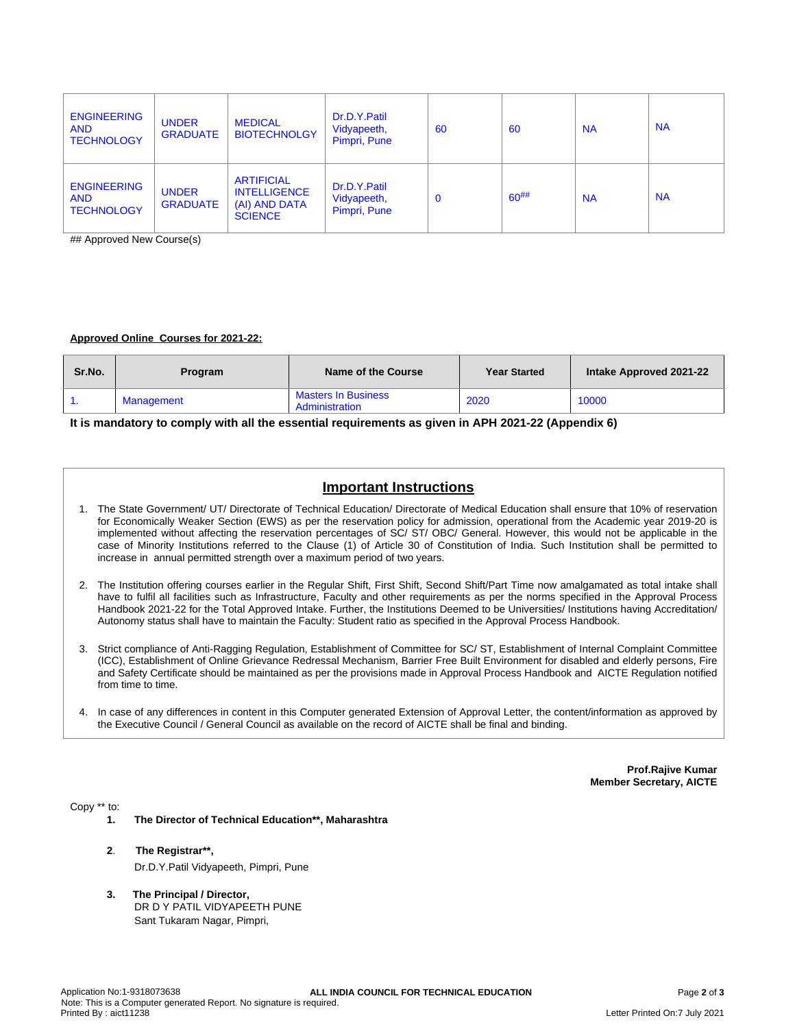| | | | | | | | |
|---|---|---|---|---|---|---|---|
| ENGINEERING AND TECHNOLOGY | UNDER GRADUATE | MEDICAL BIOTECHNOLGY | Dr.D.Y.Patil Vidyapeeth, Pimpri, Pune | 60 | 60 | NA | NA |
| ENGINEERING AND TECHNOLOGY | UNDER GRADUATE | ARTIFICIAL INTELLIGENCE (AI) AND DATA SCIENCE | Dr.D.Y.Patil Vidyapeeth, Pimpri, Pune | 0 | 60## | NA | NA |

## Approved New Course(s)

**Approved Online Courses for 2021-22:**

| Sr.No. | Program | Name of the Course | Year Started | Intake Approved 2021-22 |
|---|---|---|---|---|
| 1. | Management | Masters In Business Administration | 2020 | 10000 |

**It is mandatory to comply with all the essential requirements as given in APH 2021-22 (Appendix 6)**

## Important Instructions

1. The State Government/ UT/ Directorate of Technical Education/ Directorate of Medical Education shall ensure that 10% of reservation for Economically Weaker Section (EWS) as per the reservation policy for admission, operational from the Academic year 2019-20 is implemented without affecting the reservation percentages of SC/ ST/ OBC/ General. However, this would not be applicable in the case of Minority Institutions referred to the Clause (1) of Article 30 of Constitution of India. Such Institution shall be permitted to increase in annual permitted strength over a maximum period of two years.
2. The Institution offering courses earlier in the Regular Shift, First Shift, Second Shift/Part Time now amalgamated as total intake shall have to fulfil all facilities such as Infrastructure, Faculty and other requirements as per the norms specified in the Approval Process Handbook 2021-22 for the Total Approved Intake. Further, the Institutions Deemed to be Universities/ Institutions having Accreditation/ Autonomy status shall have to maintain the Faculty: Student ratio as specified in the Approval Process Handbook.
3. Strict compliance of Anti-Ragging Regulation, Establishment of Committee for SC/ ST, Establishment of Internal Complaint Committee (ICC), Establishment of Online Grievance Redressal Mechanism, Barrier Free Built Environment for disabled and elderly persons, Fire and Safety Certificate should be maintained as per the provisions made in Approval Process Handbook and AICTE Regulation notified from time to time.
4. In case of any differences in content in this Computer generated Extension of Approval Letter, the content/information as approved by the Executive Council / General Council as available on the record of AICTE shall be final and binding.

**Prof.Rajive Kumar**
**Member Secretary, AICTE**

Copy ** to:

1. **The Director of Technical Education**, Maharashtra**

2. **The Registrar**,**
Dr.D.Y.Patil Vidyapeeth, Pimpri, Pune

3. **The Principal / Director,**
DR D Y PATIL VIDYAPEETH PUNE
Sant Tukaram Nagar, Pimpri,

Application No:1-9318073638
Note: This is a Computer generated Report. No signature is required.
Printed By : aict11238
ALL INDIA COUNCIL FOR TECHNICAL EDUCATION
Letter Printed On:7 July 2021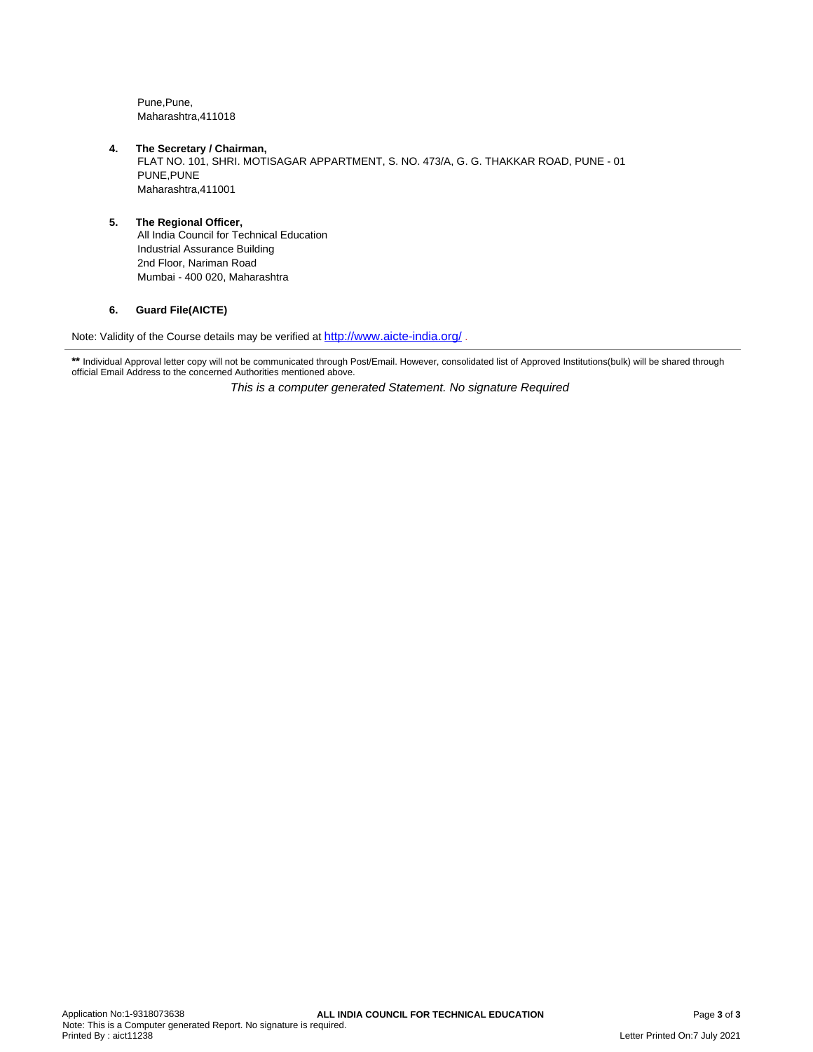Pune,Pune,
Maharashtra,411018

4. **The Secretary / Chairman,**
   FLAT NO. 101, SHRI. MOTISAGAR APPARTMENT, S. NO. 473/A, G. G. THAKKAR ROAD, PUNE - 01
   PUNE,PUNE
   Maharashtra,411001

5. **The Regional Officer,**
   All India Council for Technical Education
   Industrial Assurance Building
   2nd Floor, Nariman Road
   Mumbai - 400 020, Maharashtra

6. **Guard File(AICTE)**

Note: Validity of the Course details may be verified at http://www.aicte-india.org/ .

---

**\*\*** Individual Approval letter copy will not be communicated through Post/Email. However, consolidated list of Approved Institutions(bulk) will be shared through official Email Address to the concerned Authorities mentioned above.

*This is a computer generated Statement. No signature Required*

Application No:1-9318073638
Note: This is a Computer generated Report. No signature is required.
Printed By : aict11238

**ALL INDIA COUNCIL FOR TECHNICAL EDUCATION**

Letter Printed On:7 July 2021